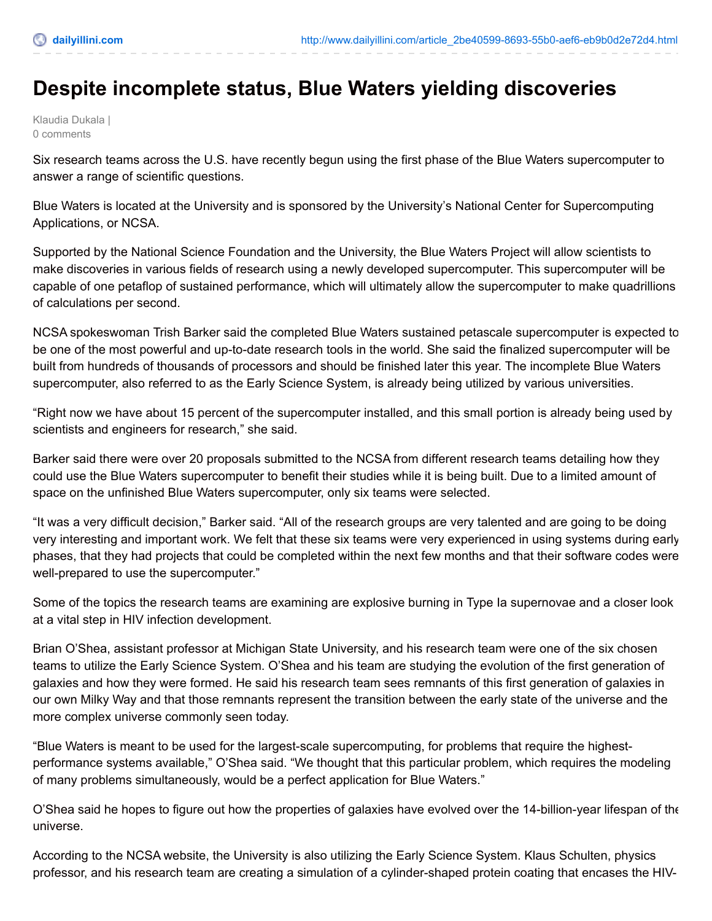# Despite incomplete status, Blue Waters yielding discoveries

Klaudia Dukala |
0 comments

Six research teams across the U.S. have recently begun using the first phase of the Blue Waters supercomputer to answer a range of scientific questions.

Blue Waters is located at the University and is sponsored by the University's National Center for Supercomputing Applications, or NCSA.

Supported by the National Science Foundation and the University, the Blue Waters Project will allow scientists to make discoveries in various fields of research using a newly developed supercomputer. This supercomputer will be capable of one petaflop of sustained performance, which will ultimately allow the supercomputer to make quadrillions of calculations per second.

NCSA spokeswoman Trish Barker said the completed Blue Waters sustained petascale supercomputer is expected to be one of the most powerful and up-to-date research tools in the world. She said the finalized supercomputer will be built from hundreds of thousands of processors and should be finished later this year. The incomplete Blue Waters supercomputer, also referred to as the Early Science System, is already being utilized by various universities.

"Right now we have about 15 percent of the supercomputer installed, and this small portion is already being used by scientists and engineers for research," she said.

Barker said there were over 20 proposals submitted to the NCSA from different research teams detailing how they could use the Blue Waters supercomputer to benefit their studies while it is being built. Due to a limited amount of space on the unfinished Blue Waters supercomputer, only six teams were selected.

"It was a very difficult decision," Barker said. "All of the research groups are very talented and are going to be doing very interesting and important work. We felt that these six teams were very experienced in using systems during early phases, that they had projects that could be completed within the next few months and that their software codes were well-prepared to use the supercomputer."

Some of the topics the research teams are examining are explosive burning in Type Ia supernovae and a closer look at a vital step in HIV infection development.

Brian O'Shea, assistant professor at Michigan State University, and his research team were one of the six chosen teams to utilize the Early Science System. O'Shea and his team are studying the evolution of the first generation of galaxies and how they were formed. He said his research team sees remnants of this first generation of galaxies in our own Milky Way and that those remnants represent the transition between the early state of the universe and the more complex universe commonly seen today.

"Blue Waters is meant to be used for the largest-scale supercomputing, for problems that require the highest-performance systems available," O'Shea said. "We thought that this particular problem, which requires the modeling of many problems simultaneously, would be a perfect application for Blue Waters."

O'Shea said he hopes to figure out how the properties of galaxies have evolved over the 14-billion-year lifespan of the universe.

According to the NCSA website, the University is also utilizing the Early Science System. Klaus Schulten, physics professor, and his research team are creating a simulation of a cylinder-shaped protein coating that encases the HIV-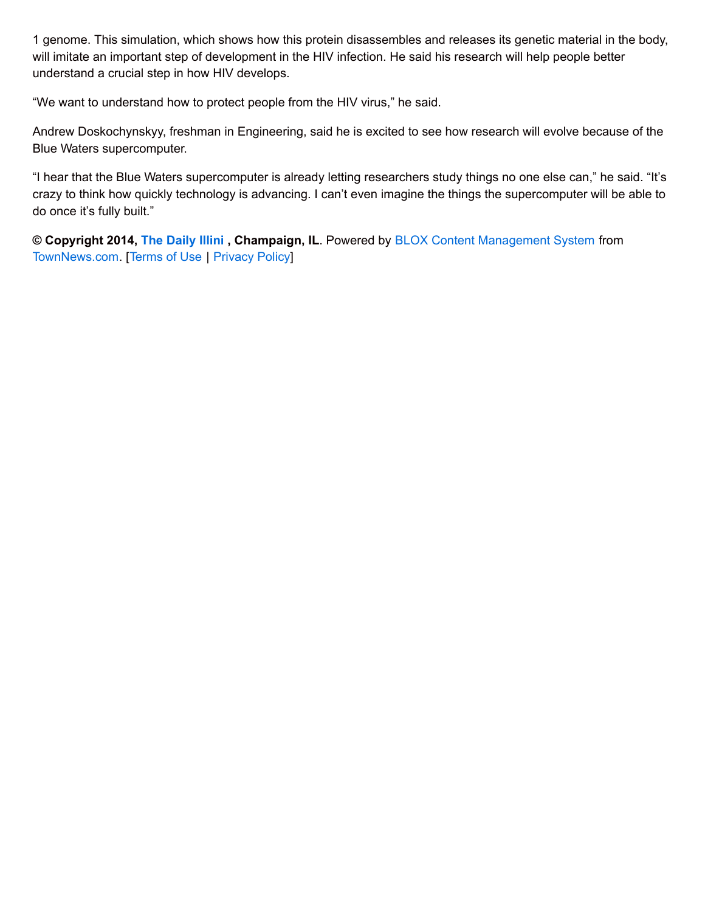1 genome. This simulation, which shows how this protein disassembles and releases its genetic material in the body, will imitate an important step of development in the HIV infection. He said his research will help people better understand a crucial step in how HIV develops.

“We want to understand how to protect people from the HIV virus,” he said.

Andrew Doskochynskyy, freshman in Engineering, said he is excited to see how research will evolve because of the Blue Waters supercomputer.

“I hear that the Blue Waters supercomputer is already letting researchers study things no one else can,” he said. “It’s crazy to think how quickly technology is advancing. I can’t even imagine the things the supercomputer will be able to do once it’s fully built.”

**© Copyright 2014, The Daily Illini , Champaign, IL**. Powered by BLOX Content Management System from TownNews.com. [Terms of Use | Privacy Policy]